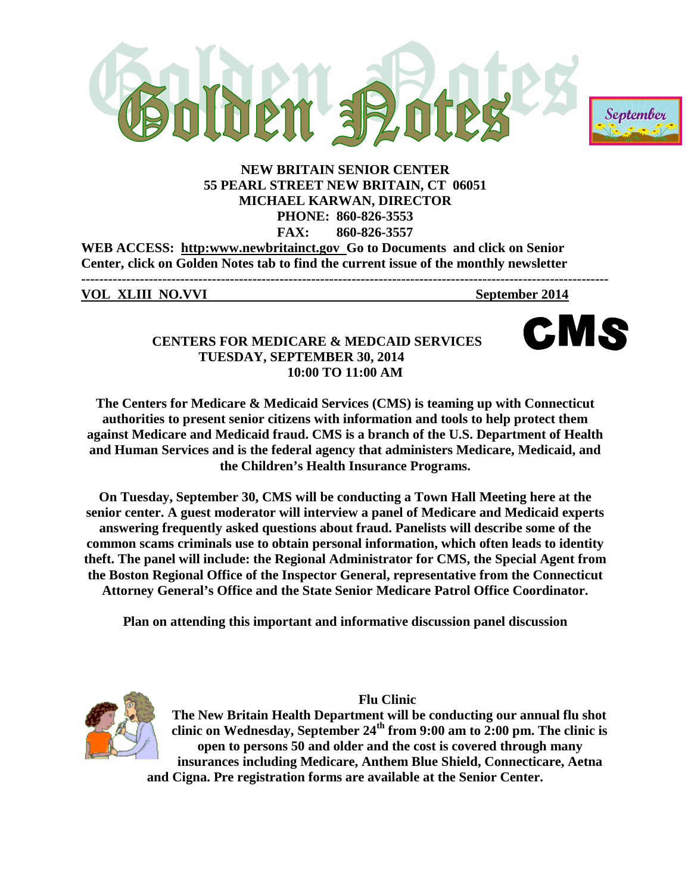# Golden Notes

September

**NEW BRITAIN SENIOR CENTER**
**55 PEARL STREET NEW BRITAIN, CT 06051**
**MICHAEL KARWAN, DIRECTOR**
**PHONE: 860-826-3553**
**FAX: 860-826-3557**

**WEB ACCESS: http:www.newbritainct.gov Go to Documents and click on Senior Center, click on Golden Notes tab to find the current issue of the monthly newsletter**

---

**VOL XLIII NO.VVI** **September 2014**

## CENTERS FOR MEDICARE & MEDCAID SERVICES
**TUESDAY, SEPTEMBER 30, 2014**
**10:00 TO 11:00 AM**

CMS

**The Centers for Medicare & Medicaid Services (CMS) is teaming up with Connecticut authorities to present senior citizens with information and tools to help protect them against Medicare and Medicaid fraud. CMS is a branch of the U.S. Department of Health and Human Services and is the federal agency that administers Medicare, Medicaid, and the Children's Health Insurance Programs.**

**On Tuesday, September 30, CMS will be conducting a Town Hall Meeting here at the senior center. A guest moderator will interview a panel of Medicare and Medicaid experts answering frequently asked questions about fraud. Panelists will describe some of the common scams criminals use to obtain personal information, which often leads to identity theft. The panel will include: the Regional Administrator for CMS, the Special Agent from the Boston Regional Office of the Inspector General, representative from the Connecticut Attorney General's Office and the State Senior Medicare Patrol Office Coordinator.**

**Plan on attending this important and informative discussion panel discussion**

## Flu Clinic

**The New Britain Health Department will be conducting our annual flu shot clinic on Wednesday, September 24th from 9:00 am to 2:00 pm. The clinic is open to persons 50 and older and the cost is covered through many insurances including Medicare, Anthem Blue Shield, Connecticare, Aetna and Cigna. Pre registration forms are available at the Senior Center.**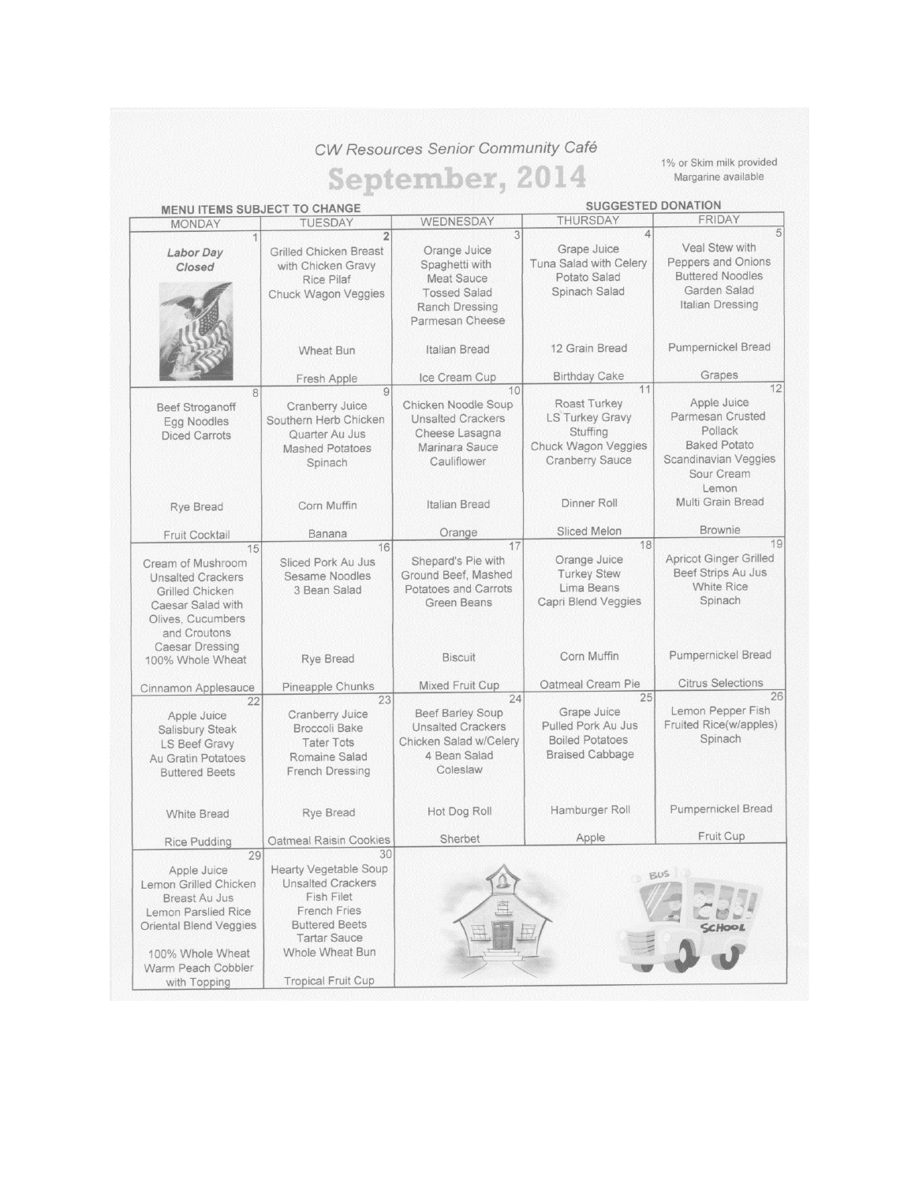CW Resources Senior Community Café

# September, 2014

1% or Skim milk provided
Margarine available

MENU ITEMS SUBJECT TO CHANGE

SUGGESTED DONATION

| MONDAY | TUESDAY | WEDNESDAY | THURSDAY | FRIDAY |
|---|---|---|---|---|
| 1<br>*Labor Day Closed* | 2<br>Grilled Chicken Breast with Chicken Gravy<br>Rice Pilaf<br>Chuck Wagon Veggies<br>Wheat Bun<br>Fresh Apple | 3<br>Orange Juice<br>Spaghetti with Meat Sauce<br>Tossed Salad<br>Ranch Dressing<br>Parmesan Cheese<br>Italian Bread<br>Ice Cream Cup | 4<br>Grape Juice<br>Tuna Salad with Celery<br>Potato Salad<br>Spinach Salad<br>12 Grain Bread<br>Birthday Cake | 5<br>Veal Stew with Peppers and Onions<br>Buttered Noodles<br>Garden Salad<br>Italian Dressing<br>Pumpernickel Bread<br>Grapes |
| 8<br>Beef Stroganoff<br>Egg Noodles<br>Diced Carrots<br>Rye Bread<br>Fruit Cocktail | 9<br>Cranberry Juice<br>Southern Herb Chicken<br>Quarter Au Jus<br>Mashed Potatoes<br>Spinach<br>Corn Muffin<br>Banana | 10<br>Chicken Noodle Soup<br>Unsalted Crackers<br>Cheese Lasagna<br>Marinara Sauce<br>Cauliflower<br>Italian Bread<br>Orange | 11<br>Roast Turkey<br>LS Turkey Gravy<br>Stuffing<br>Chuck Wagon Veggies<br>Cranberry Sauce<br>Dinner Roll<br>Sliced Melon | 12<br>Apple Juice<br>Parmesan Crusted Pollack<br>Baked Potato<br>Scandinavian Veggies<br>Sour Cream<br>Lemon<br>Multi Grain Bread<br>Brownie |
| 15<br>Cream of Mushroom<br>Unsalted Crackers<br>Grilled Chicken<br>Caesar Salad with Olives, Cucumbers and Croutons<br>Caesar Dressing<br>100% Whole Wheat<br>Cinnamon Applesauce | 16<br>Sliced Pork Au Jus<br>Sesame Noodles<br>3 Bean Salad<br>Rye Bread<br>Pineapple Chunks | 17<br>Shepard's Pie with Ground Beef, Mashed Potatoes and Carrots<br>Green Beans<br>Biscuit<br>Mixed Fruit Cup | 18<br>Orange Juice<br>Turkey Stew<br>Lima Beans<br>Capri Blend Veggies<br>Corn Muffin<br>Oatmeal Cream Pie | 19<br>Apricot Ginger Grilled Beef Strips Au Jus<br>White Rice<br>Spinach<br>Pumpernickel Bread<br>Citrus Selections |
| 22<br>Apple Juice<br>Salisbury Steak<br>LS Beef Gravy<br>Au Gratin Potatoes<br>Buttered Beets<br>White Bread<br>Rice Pudding | 23<br>Cranberry Juice<br>Broccoli Bake<br>Tater Tots<br>Romaine Salad<br>French Dressing<br>Rye Bread<br>Oatmeal Raisin Cookies | 24<br>Beef Barley Soup<br>Unsalted Crackers<br>Chicken Salad w/Celery<br>4 Bean Salad<br>Coleslaw<br>Hot Dog Roll<br>Sherbet | 25<br>Grape Juice<br>Pulled Pork Au Jus<br>Boiled Potatoes<br>Braised Cabbage<br>Hamburger Roll<br>Apple | 26<br>Lemon Pepper Fish<br>Fruited Rice(w/apples)<br>Spinach<br>Pumpernickel Bread<br>Fruit Cup |
| 29<br>Apple Juice<br>Lemon Grilled Chicken Breast Au Jus<br>Lemon Parslied Rice<br>Oriental Blend Veggies<br>100% Whole Wheat<br>Warm Peach Cobbler with Topping | 30<br>Hearty Vegetable Soup<br>Unsalted Crackers<br>Fish Filet<br>French Fries<br>Buttered Beets<br>Tartar Sauce<br>Whole Wheat Bun<br>Tropical Fruit Cup | | | |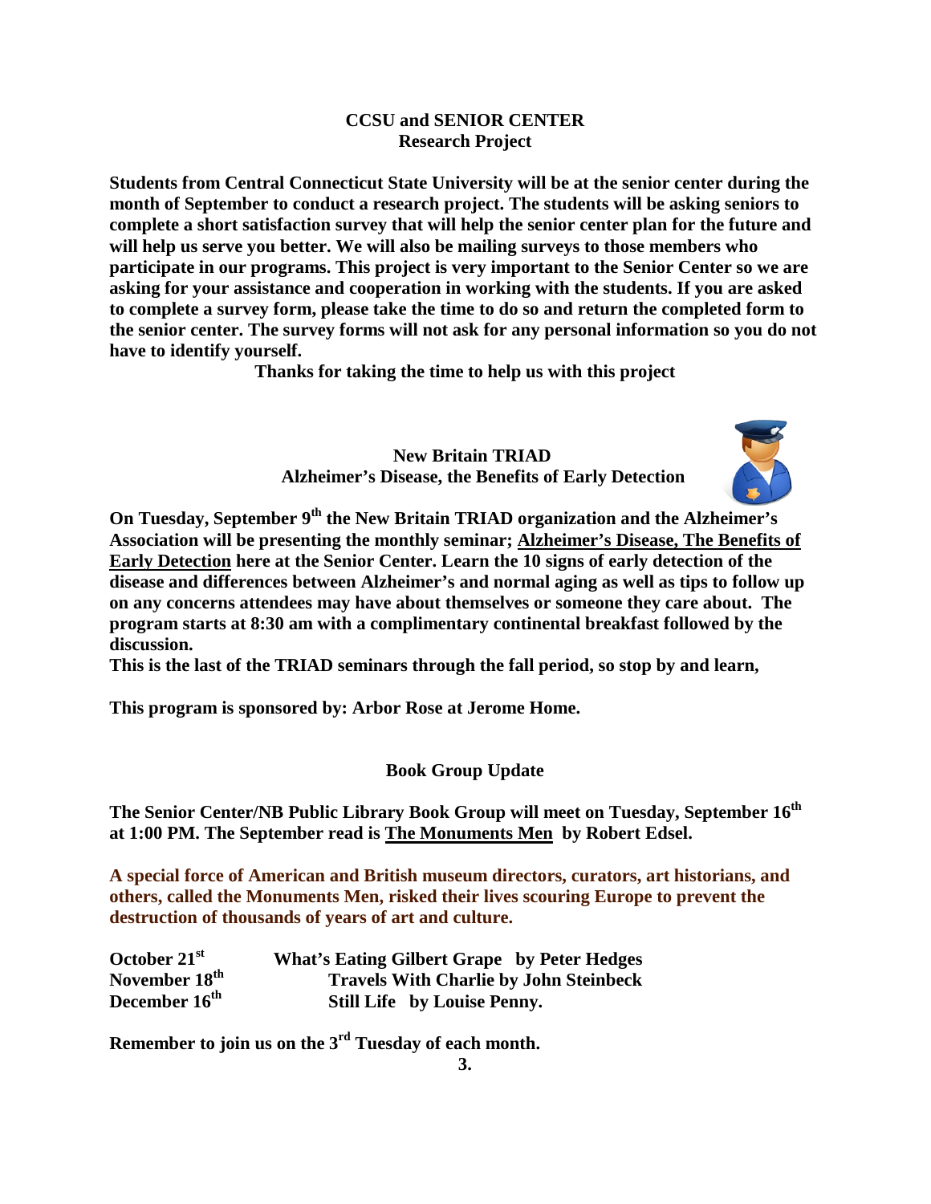## CCSU and SENIOR CENTER
## Research Project

**Students from Central Connecticut State University will be at the senior center during the month of September to conduct a research project. The students will be asking seniors to complete a short satisfaction survey that will help the senior center plan for the future and will help us serve you better. We will also be mailing surveys to those members who participate in our programs. This project is very important to the Senior Center so we are asking for your assistance and cooperation in working with the students. If you are asked to complete a survey form, please take the time to do so and return the completed form to the senior center. The survey forms will not ask for any personal information so you do not have to identify yourself.**

**Thanks for taking the time to help us with this project**

## New Britain TRIAD
## Alzheimer's Disease, the Benefits of Early Detection

**On Tuesday, September 9th the New Britain TRIAD organization and the Alzheimer's Association will be presenting the monthly seminar; Alzheimer's Disease, The Benefits of Early Detection here at the Senior Center. Learn the 10 signs of early detection of the disease and differences between Alzheimer's and normal aging as well as tips to follow up on any concerns attendees may have about themselves or someone they care about. The program starts at 8:30 am with a complimentary continental breakfast followed by the discussion.**

**This is the last of the TRIAD seminars through the fall period, so stop by and learn,**

**This program is sponsored by: Arbor Rose at Jerome Home.**

## Book Group Update

**The Senior Center/NB Public Library Book Group will meet on Tuesday, September 16th at 1:00 PM. The September read is The Monuments Men by Robert Edsel.**

**A special force of American and British museum directors, curators, art historians, and others, called the Monuments Men, risked their lives scouring Europe to prevent the destruction of thousands of years of art and culture.**

| | |
|---|---|
| **October 21st** | **What's Eating Gilbert Grape by Peter Hedges** |
| **November 18th** | **Travels With Charlie by John Steinbeck** |
| **December 16th** | **Still Life by Louise Penny.** |

**Remember to join us on the 3rd Tuesday of each month.**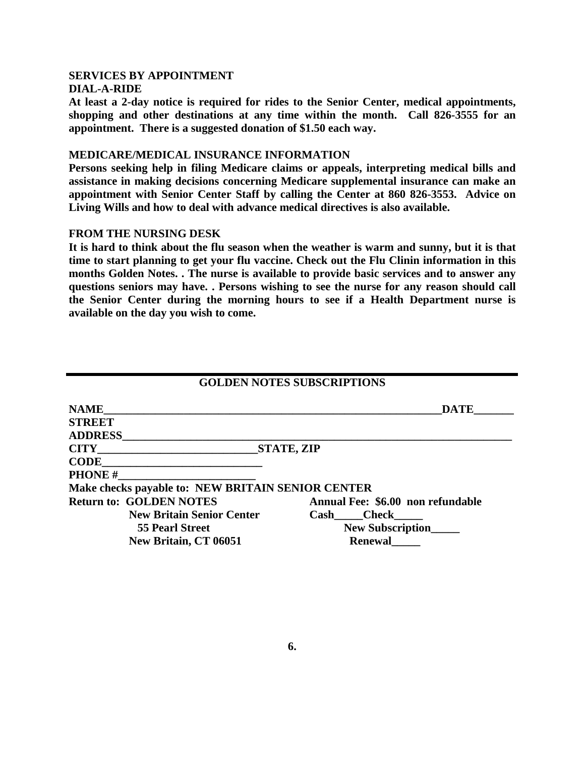**SERVICES BY APPOINTMENT**

**DIAL-A-RIDE**

**At least a 2-day notice is required for rides to the Senior Center, medical appointments, shopping and other destinations at any time within the month. Call 826-3555 for an appointment. There is a suggested donation of $1.50 each way.**

**MEDICARE/MEDICAL INSURANCE INFORMATION**

**Persons seeking help in filing Medicare claims or appeals, interpreting medical bills and assistance in making decisions concerning Medicare supplemental insurance can make an appointment with Senior Center Staff by calling the Center at 860 826-3553. Advice on Living Wills and how to deal with advance medical directives is also available.**

**FROM THE NURSING DESK**

**It is hard to think about the flu season when the weather is warm and sunny, but it is that time to start planning to get your flu vaccine. Check out the Flu Clinin information in this months Golden Notes. . The nurse is available to provide basic services and to answer any questions seniors may have. . Persons wishing to see the nurse for any reason should call the Senior Center during the morning hours to see if a Health Department nurse is available on the day you wish to come.**

---

**GOLDEN NOTES SUBSCRIPTIONS**

**NAME**_______________________________________________________________**DATE**_______

**STREET ADDRESS**__________________________________________________________________________

**CITY**_____________________________**STATE, ZIP CODE**_____________________________

**PHONE #**_________________________

**Make checks payable to: NEW BRITAIN SENIOR CENTER**

**Return to: GOLDEN NOTES**
**New Britain Senior Center**
**55 Pearl Street**
**New Britain, CT 06051**

**Annual Fee: $6.00 non refundable**
**Cash**_____**Check**_____
**New Subscription**_____
**Renewal**_____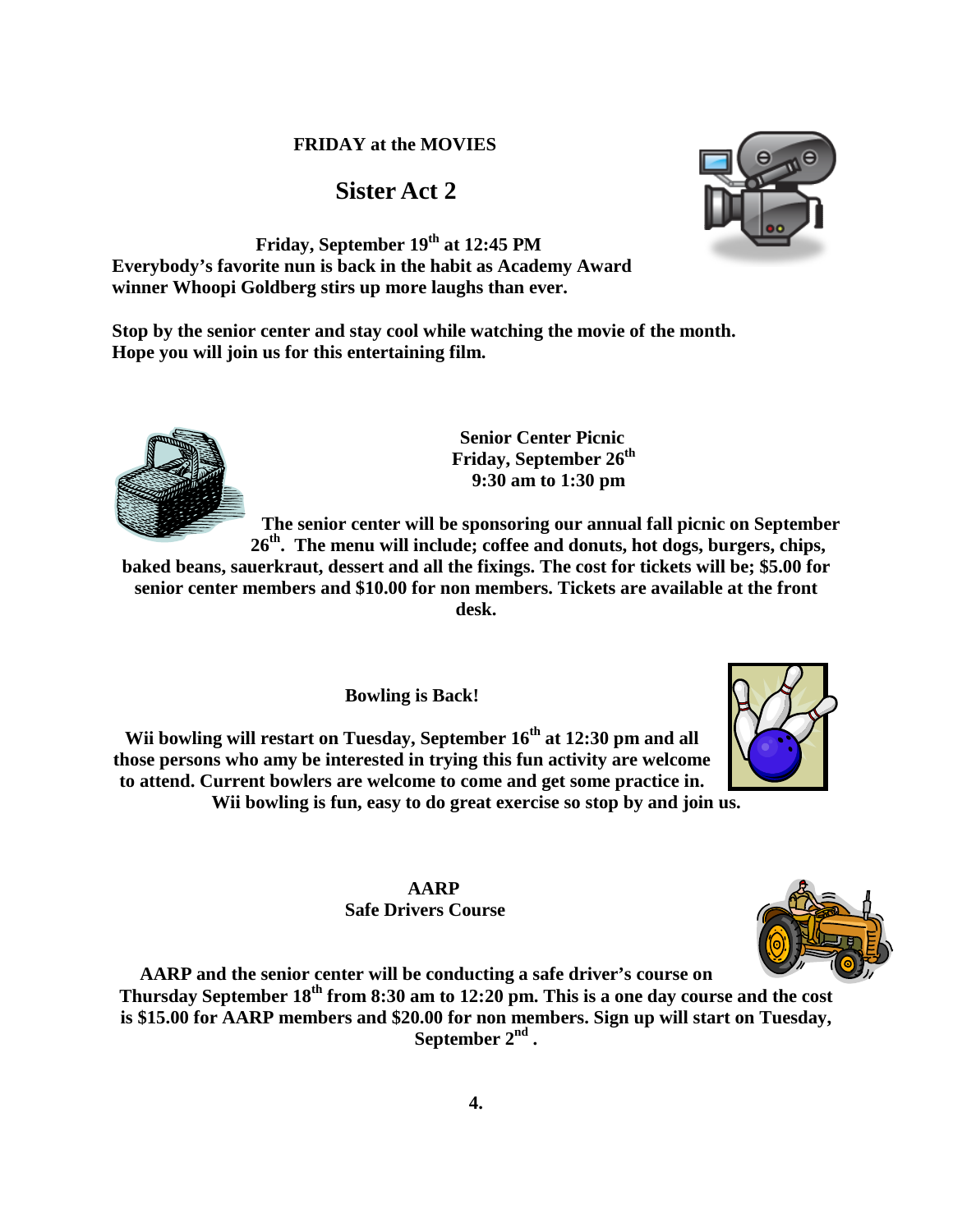**FRIDAY at the MOVIES**

## Sister Act 2

**Friday, September 19th at 12:45 PM**

**Everybody's favorite nun is back in the habit as Academy Award winner Whoopi Goldberg stirs up more laughs than ever.**

**Stop by the senior center and stay cool while watching the movie of the month. Hope you will join us for this entertaining film.**

**Senior Center Picnic**
**Friday, September 26th**
**9:30 am to 1:30 pm**

**The senior center will be sponsoring our annual fall picnic on September 26th. The menu will include; coffee and donuts, hot dogs, burgers, chips, baked beans, sauerkraut, dessert and all the fixings. The cost for tickets will be; $5.00 for senior center members and $10.00 for non members. Tickets are available at the front desk.**

**Bowling is Back!**

**Wii bowling will restart on Tuesday, September 16th at 12:30 pm and all those persons who amy be interested in trying this fun activity are welcome to attend. Current bowlers are welcome to come and get some practice in. Wii bowling is fun, easy to do great exercise so stop by and join us.**

**AARP**
**Safe Drivers Course**

**AARP and the senior center will be conducting a safe driver's course on Thursday September 18th from 8:30 am to 12:20 pm. This is a one day course and the cost is $15.00 for AARP members and $20.00 for non members. Sign up will start on Tuesday, September 2nd .**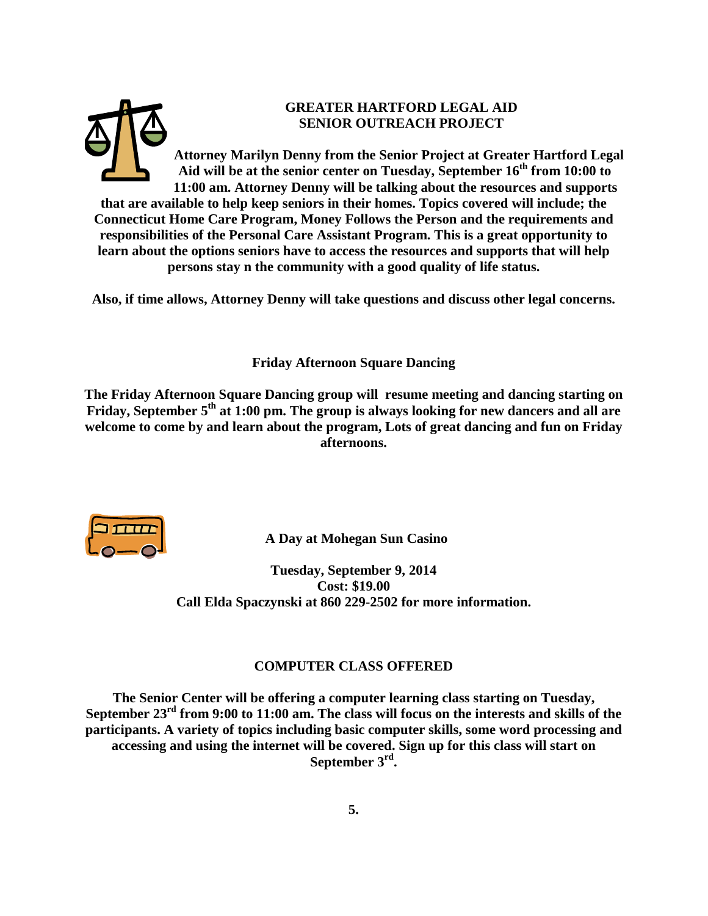## GREATER HARTFORD LEGAL AID SENIOR OUTREACH PROJECT

**Attorney Marilyn Denny from the Senior Project at Greater Hartford Legal Aid will be at the senior center on Tuesday, September 16th from 10:00 to 11:00 am. Attorney Denny will be talking about the resources and supports that are available to help keep seniors in their homes. Topics covered will include; the Connecticut Home Care Program, Money Follows the Person and the requirements and responsibilities of the Personal Care Assistant Program. This is a great opportunity to learn about the options seniors have to access the resources and supports that will help persons stay n the community with a good quality of life status.**

**Also, if time allows, Attorney Denny will take questions and discuss other legal concerns.**

## Friday Afternoon Square Dancing

**The Friday Afternoon Square Dancing group will resume meeting and dancing starting on Friday, September 5th at 1:00 pm. The group is always looking for new dancers and all are welcome to come by and learn about the program, Lots of great dancing and fun on Friday afternoons.**

## A Day at Mohegan Sun Casino

**Tuesday, September 9, 2014**
**Cost: $19.00**
**Call Elda Spaczynski at 860 229-2502 for more information.**

## COMPUTER CLASS OFFERED

**The Senior Center will be offering a computer learning class starting on Tuesday, September 23rd from 9:00 to 11:00 am. The class will focus on the interests and skills of the participants. A variety of topics including basic computer skills, some word processing and accessing and using the internet will be covered. Sign up for this class will start on September 3rd.**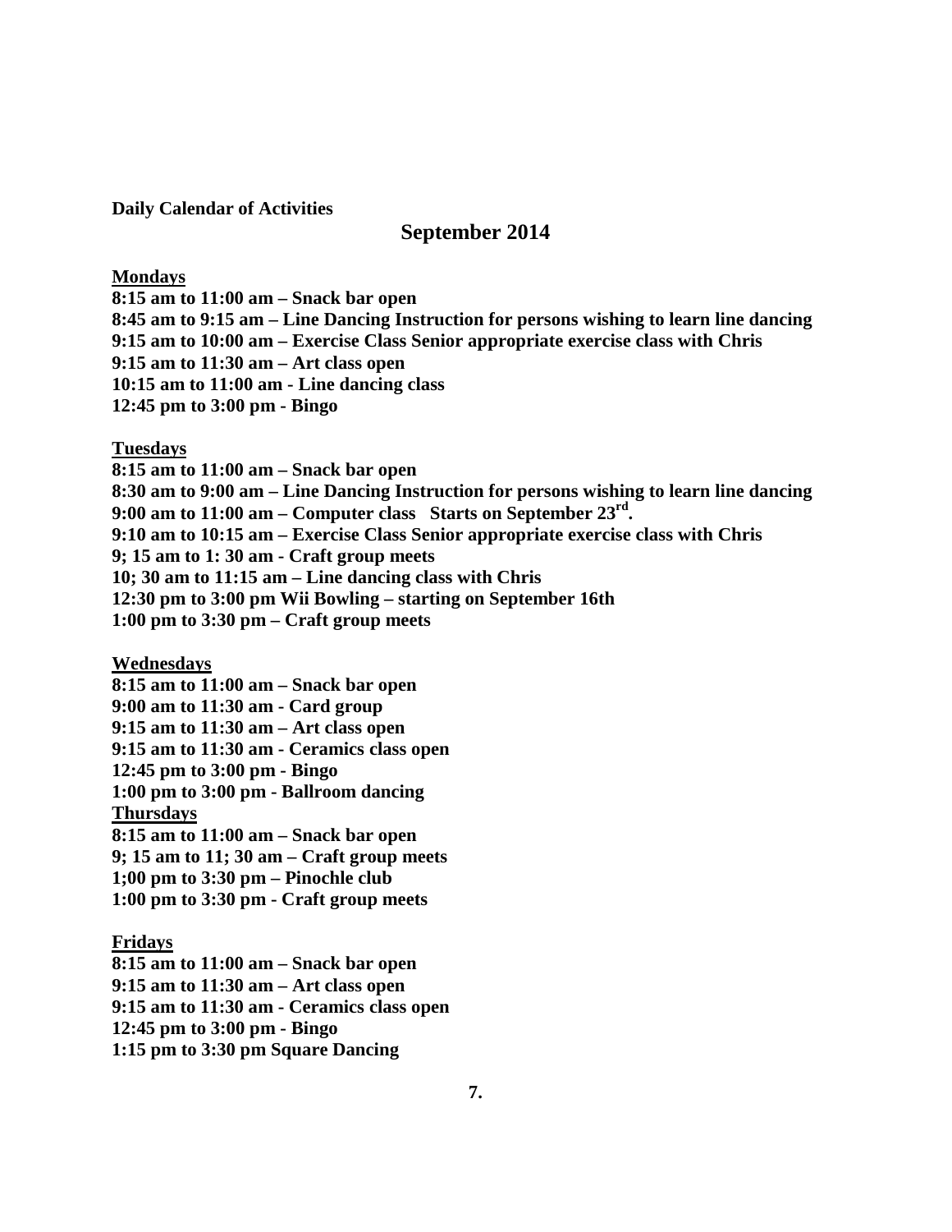**Daily Calendar of Activities**

## September 2014

**<u>Mondays</u>**

**8:15 am to 11:00 am – Snack bar open**
**8:45 am to 9:15 am – Line Dancing Instruction for persons wishing to learn line dancing**
**9:15 am to 10:00 am – Exercise Class Senior appropriate exercise class with Chris**
**9:15 am to 11:30 am – Art class open**
**10:15 am to 11:00 am - Line dancing class**
**12:45 pm to 3:00 pm - Bingo**

**<u>Tuesdays</u>**

**8:15 am to 11:00 am – Snack bar open**
**8:30 am to 9:00 am – Line Dancing Instruction for persons wishing to learn line dancing**
**9:00 am to 11:00 am – Computer class Starts on September 23rd.**
**9:10 am to 10:15 am – Exercise Class Senior appropriate exercise class with Chris**
**9; 15 am to 1: 30 am - Craft group meets**
**10; 30 am to 11:15 am – Line dancing class with Chris**
**12:30 pm to 3:00 pm Wii Bowling – starting on September 16th**
**1:00 pm to 3:30 pm – Craft group meets**

**<u>Wednesdays</u>**

**8:15 am to 11:00 am – Snack bar open**
**9:00 am to 11:30 am - Card group**
**9:15 am to 11:30 am – Art class open**
**9:15 am to 11:30 am - Ceramics class open**
**12:45 pm to 3:00 pm - Bingo**
**1:00 pm to 3:00 pm - Ballroom dancing**

**<u>Thursdays</u>**

**8:15 am to 11:00 am – Snack bar open**
**9; 15 am to 11; 30 am – Craft group meets**
**1;00 pm to 3:30 pm – Pinochle club**
**1:00 pm to 3:30 pm - Craft group meets**

**<u>Fridays</u>**

**8:15 am to 11:00 am – Snack bar open**
**9:15 am to 11:30 am – Art class open**
**9:15 am to 11:30 am - Ceramics class open**
**12:45 pm to 3:00 pm - Bingo**
**1:15 pm to 3:30 pm Square Dancing**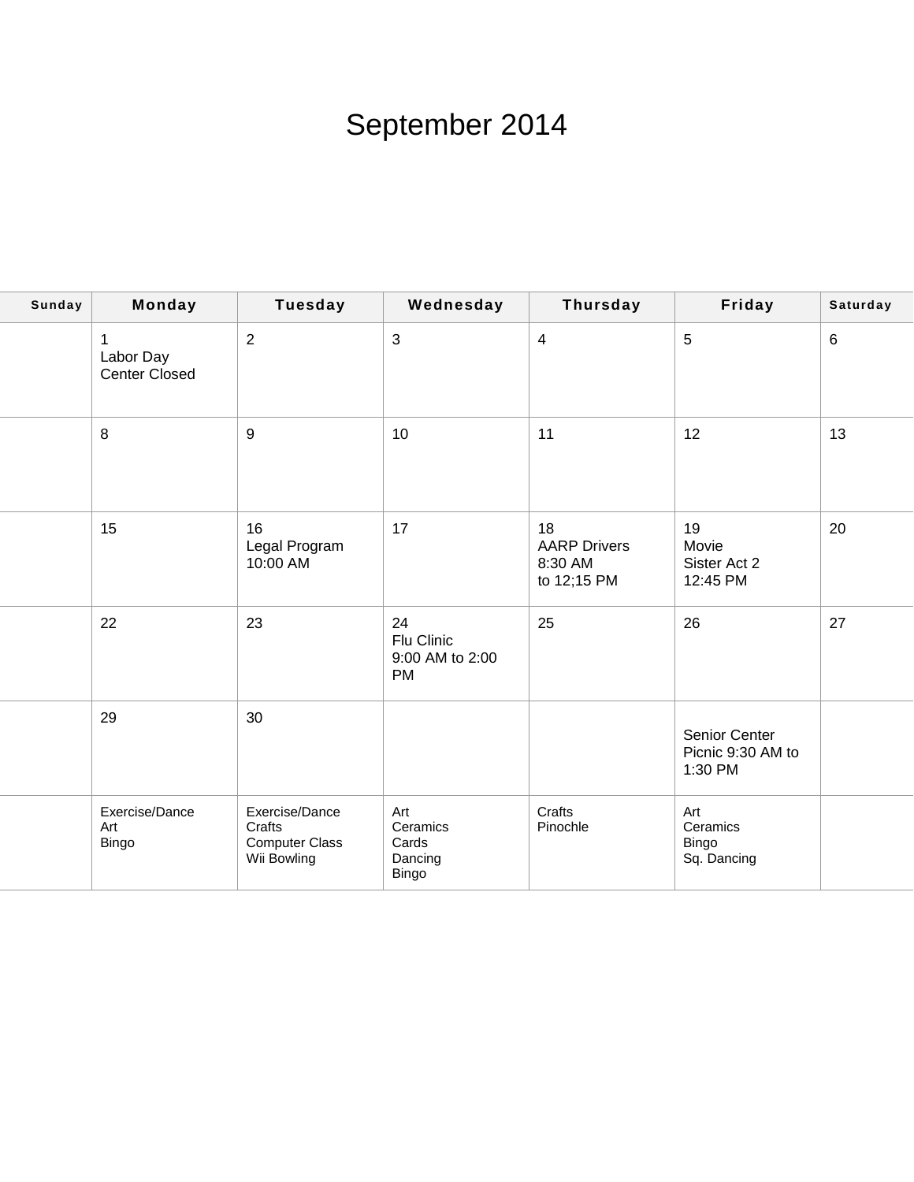# September 2014

| Sunday | Monday | Tuesday | Wednesday | Thursday | Friday | Saturday |
|---|---|---|---|---|---|---|
| | 1<br>Labor Day<br>Center Closed | 2 | 3 | 4 | 5 | 6 |
| | 8 | 9 | 10 | 11 | 12 | 13 |
| | 15 | 16<br>Legal Program<br>10:00 AM | 17 | 18<br>AARP Drivers<br>8:30 AM<br>to 12;15 PM | 19<br>Movie<br>Sister Act 2<br>12:45 PM | 20 |
| | 22 | 23 | 24<br>Flu Clinic<br>9:00 AM to 2:00 PM | 25 | 26 | 27 |
| | 29 | 30 | | | Senior Center Picnic 9:30 AM to 1:30 PM | |
| | Exercise/Dance<br>Art<br>Bingo | Exercise/Dance<br>Crafts<br>Computer Class<br>Wii Bowling | Art<br>Ceramics<br>Cards<br>Dancing<br>Bingo | Crafts<br>Pinochle | Art<br>Ceramics<br>Bingo<br>Sq. Dancing | |